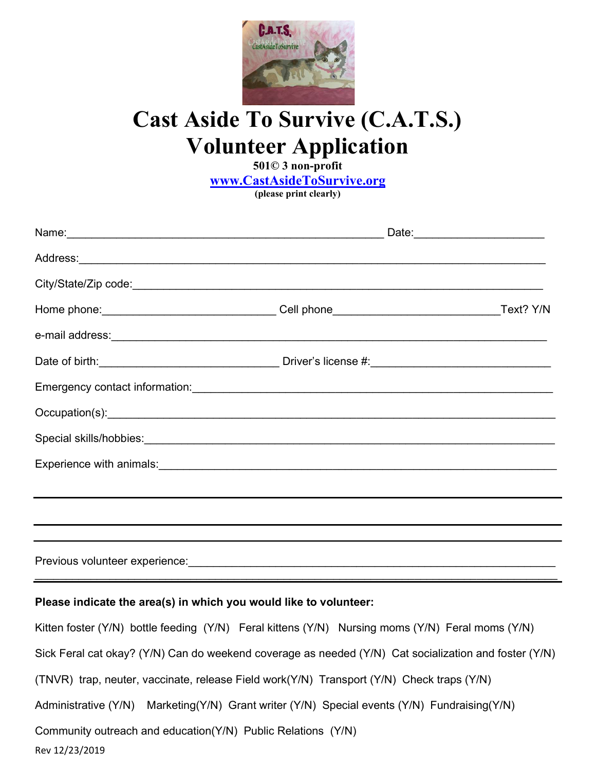# Cast Aside To Survive (C.A.T.S.)
# Volunteer Application

**501© 3 non-profit**

**www.CastAsideToSurvive.org**

**(please print clearly)**

Name:___________________________________________________ Date:_____________________

Address:__________________________________________________________________________

City/State/Zip code:_______________________________________________________________

Home phone:____________________________ Cell phone___________________________Text? Y/N

e-mail address:____________________________________________________________________

Date of birth:_____________________________ Driver's license #:_____________________________

Emergency contact information:_______________________________________________________

Occupation(s):____________________________________________________________________

Special skills/hobbies:______________________________________________________________

Experience with animals:____________________________________________________________

___________________________________________________________________________________

___________________________________________________________________________________

___________________________________________________________________________________

Previous volunteer experience:_______________________________________________________

___________________________________________________________________________________

**Please indicate the area(s) in which you would like to volunteer:**

Kitten foster (Y/N) bottle feeding (Y/N) Feral kittens (Y/N) Nursing moms (Y/N) Feral moms (Y/N)

Sick Feral cat okay? (Y/N) Can do weekend coverage as needed (Y/N) Cat socialization and foster (Y/N)

(TNVR) trap, neuter, vaccinate, release Field work(Y/N) Transport (Y/N) Check traps (Y/N)

Administrative (Y/N) Marketing(Y/N) Grant writer (Y/N) Special events (Y/N) Fundraising(Y/N)

Community outreach and education(Y/N) Public Relations (Y/N)

Rev 12/23/2019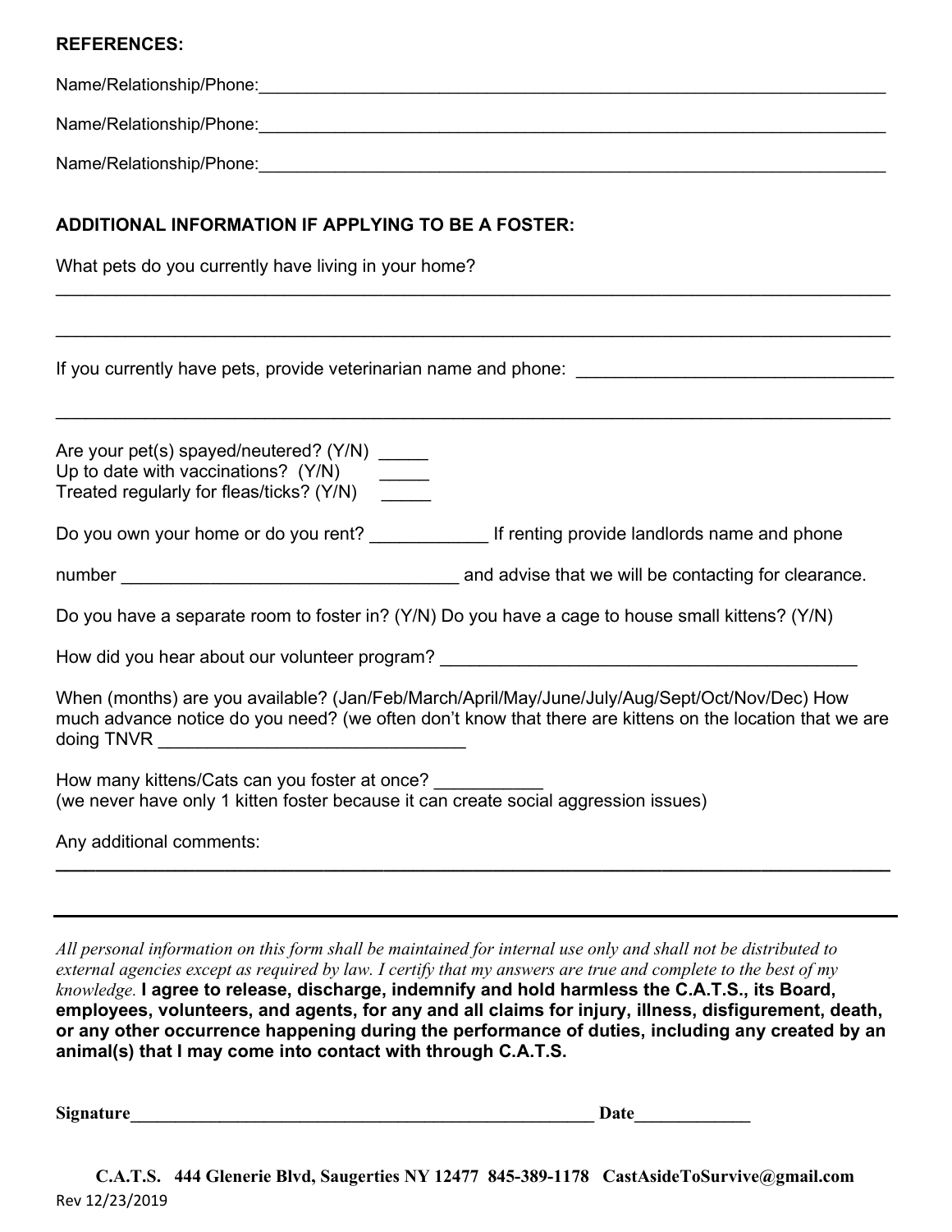**REFERENCES:**

Name/Relationship/Phone:_______________________________________________________________________

Name/Relationship/Phone:_______________________________________________________________________

Name/Relationship/Phone:_______________________________________________________________________

**ADDITIONAL INFORMATION IF APPLYING TO BE A FOSTER:**

What pets do you currently have living in your home?

_____________________________________________________________________________________________

_____________________________________________________________________________________________

If you currently have pets, provide veterinarian name and phone: ________________________________

_____________________________________________________________________________________________

Are your pet(s) spayed/neutered? (Y/N) _____
Up to date with vaccinations? (Y/N) _____
Treated regularly for fleas/ticks? (Y/N) _____

Do you own your home or do you rent? ____________ If renting provide landlords name and phone

number __________________________________ and advise that we will be contacting for clearance.

Do you have a separate room to foster in? (Y/N) Do you have a cage to house small kittens? (Y/N)

How did you hear about our volunteer program? ____________________________________________

When (months) are you available? (Jan/Feb/March/April/May/June/July/Aug/Sept/Oct/Nov/Dec) How much advance notice do you need? (we often don't know that there are kittens on the location that we are doing TNVR _______________________________

How many kittens/Cats can you foster at once? ___________
(we never have only 1 kitten foster because it can create social aggression issues)

Any additional comments:

_____________________________________________________________________________________________

_____________________________________________________________________________________________

*All personal information on this form shall be maintained for internal use only and shall not be distributed to external agencies except as required by law. I certify that my answers are true and complete to the best of my knowledge.* **I agree to release, discharge, indemnify and hold harmless the C.A.T.S., its Board, employees, volunteers, and agents, for any and all claims for injury, illness, disfigurement, death, or any other occurrence happening during the performance of duties, including any created by an animal(s) that I may come into contact with through C.A.T.S.**

**Signature**_____________________________________________________ **Date**_____________

**C.A.T.S. 444 Glenerie Blvd, Saugerties NY 12477 845-389-1178 CastAsideToSurvive@gmail.com**

Rev 12/23/2019